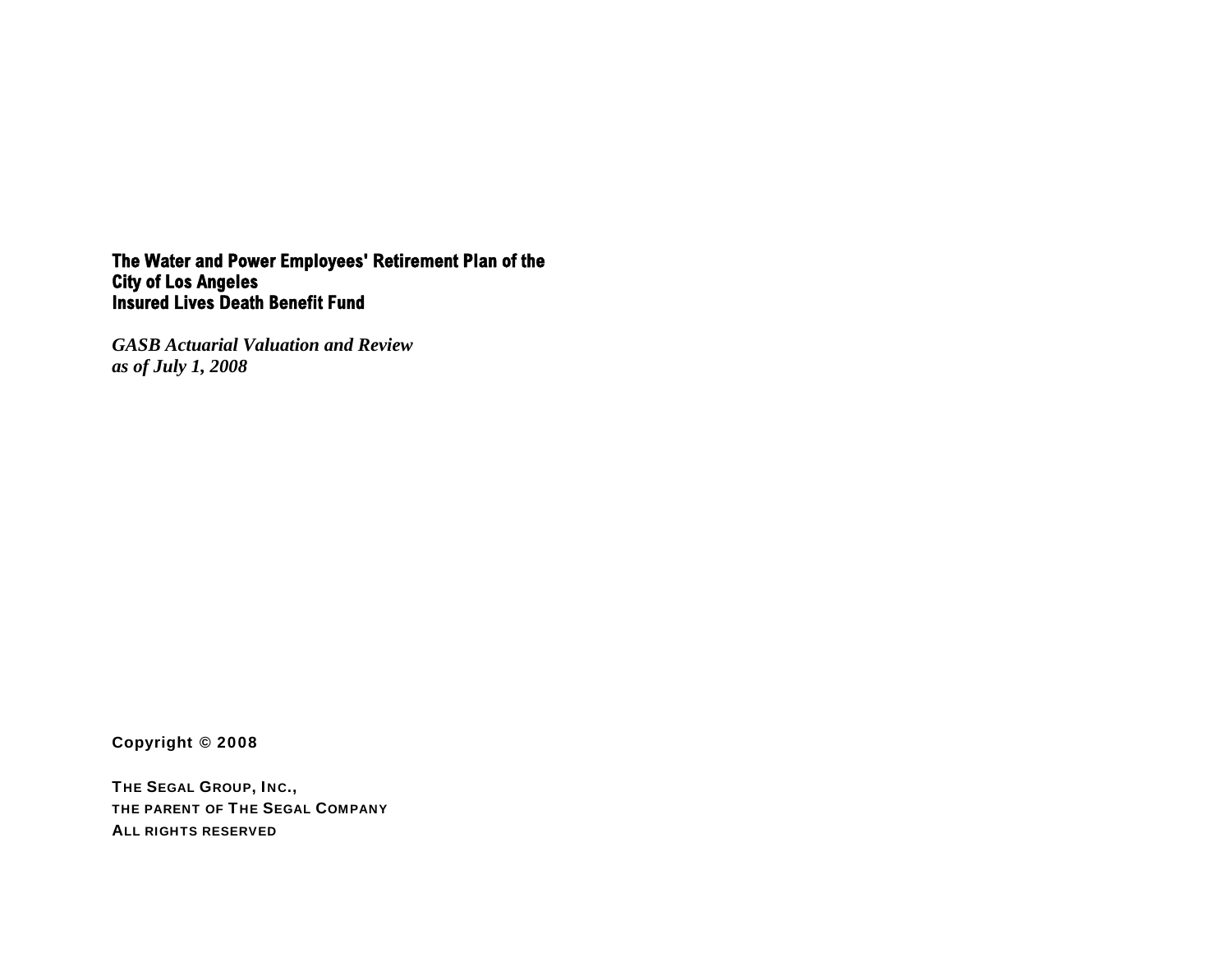# The Water and Power Employees' Retirement Plan of the City of Los Angeles Insured Lives Death Benefit Fund

*GASB Actuarial Valuation and Review as of July 1, 2008*

**Copyright © 2008**

**THE SEGAL GROUP, INC.,**
**THE PARENT OF THE SEGAL COMPANY**
**ALL RIGHTS RESERVED**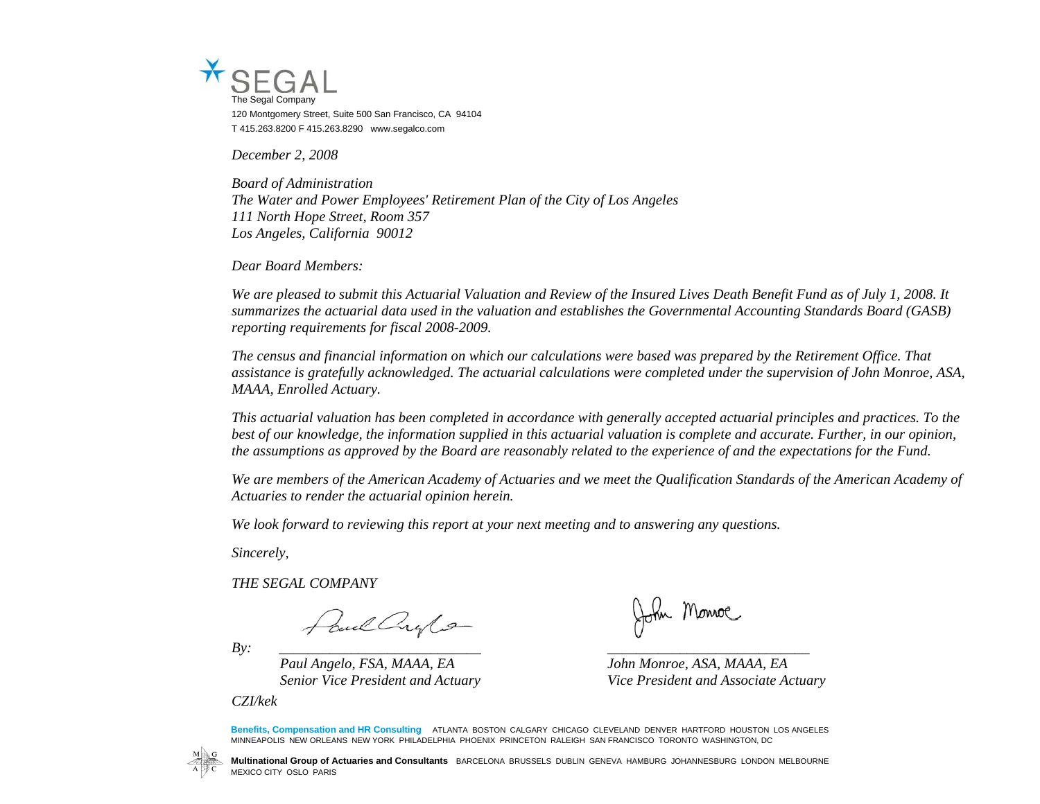SEGAL

The Segal Company

120 Montgomery Street, Suite 500 San Francisco, CA 94104

T 415.263.8200 F 415.263.8290 www.segalco.com

*December 2, 2008*

*Board of Administration*
*The Water and Power Employees' Retirement Plan of the City of Los Angeles*
*111 North Hope Street, Room 357*
*Los Angeles, California 90012*

*Dear Board Members:*

*We are pleased to submit this Actuarial Valuation and Review of the Insured Lives Death Benefit Fund as of July 1, 2008. It summarizes the actuarial data used in the valuation and establishes the Governmental Accounting Standards Board (GASB) reporting requirements for fiscal 2008-2009.*

*The census and financial information on which our calculations were based was prepared by the Retirement Office. That assistance is gratefully acknowledged. The actuarial calculations were completed under the supervision of John Monroe, ASA, MAAA, Enrolled Actuary.*

*This actuarial valuation has been completed in accordance with generally accepted actuarial principles and practices. To the best of our knowledge, the information supplied in this actuarial valuation is complete and accurate. Further, in our opinion, the assumptions as approved by the Board are reasonably related to the experience of and the expectations for the Fund.*

*We are members of the American Academy of Actuaries and we meet the Qualification Standards of the American Academy of Actuaries to render the actuarial opinion herein.*

*We look forward to reviewing this report at your next meeting and to answering any questions.*

*Sincerely,*

*THE SEGAL COMPANY*

*By:*

| | |
|---|---|
| *Paul Angelo, FSA, MAAA, EA* | *John Monroe, ASA, MAAA, EA* |
| *Senior Vice President and Actuary* | *Vice President and Associate Actuary* |

*CZI/kek*

**Benefits, Compensation and HR Consulting** ATLANTA BOSTON CALGARY CHICAGO CLEVELAND DENVER HARTFORD HOUSTON LOS ANGELES MINNEAPOLIS NEW ORLEANS NEW YORK PHILADELPHIA PHOENIX PRINCETON RALEIGH SAN FRANCISCO TORONTO WASHINGTON, DC

**Multinational Group of Actuaries and Consultants** BARCELONA BRUSSELS DUBLIN GENEVA HAMBURG JOHANNESBURG LONDON MELBOURNE MEXICO CITY OSLO PARIS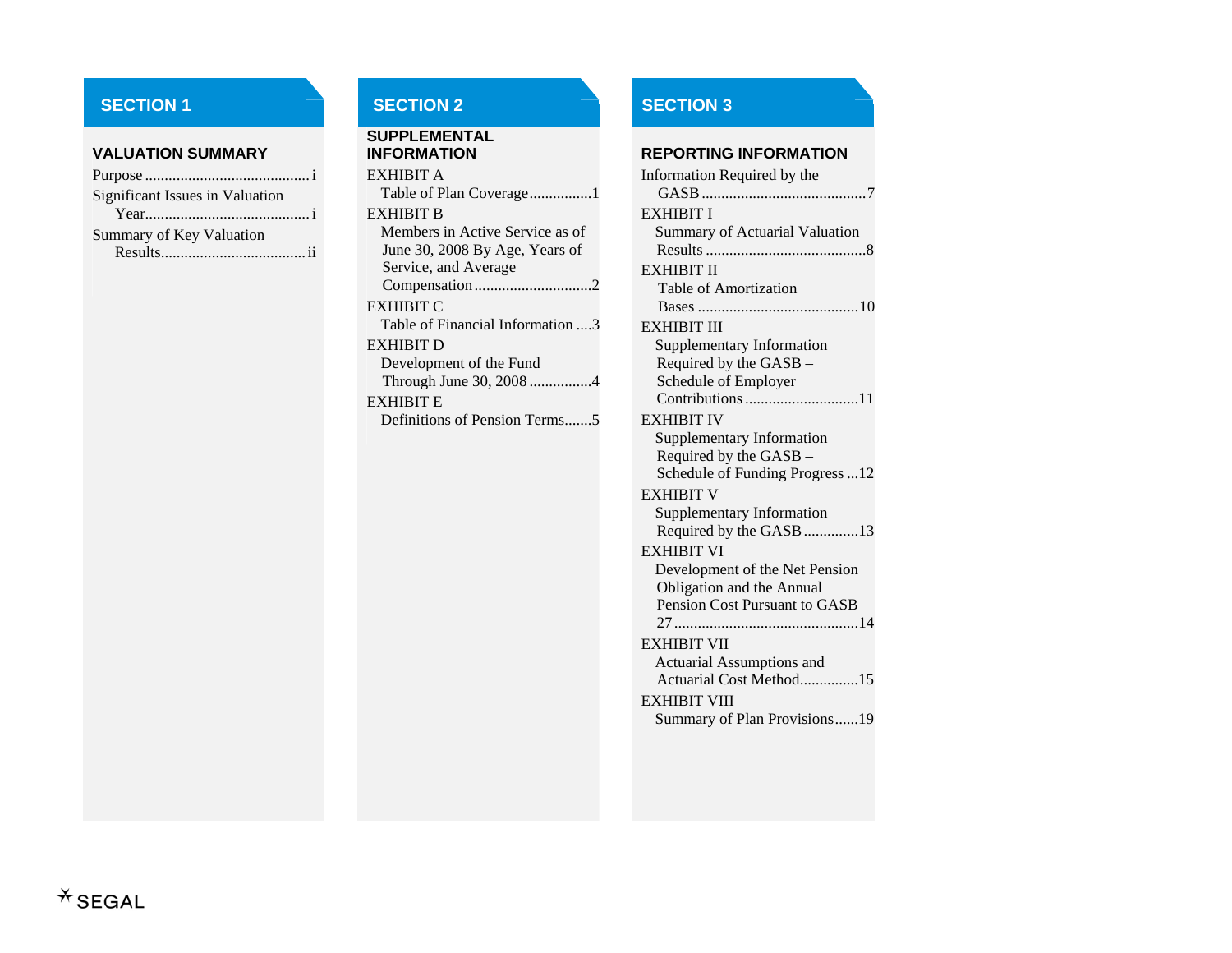## SECTION 1

### VALUATION SUMMARY

Purpose .......................................... i

Significant Issues in Valuation Year.......................................... i

Summary of Key Valuation Results..................................... ii

## SECTION 2

### SUPPLEMENTAL INFORMATION

EXHIBIT A
Table of Plan Coverage................1

EXHIBIT B
Members in Active Service as of June 30, 2008 By Age, Years of Service, and Average Compensation..............................2

EXHIBIT C
Table of Financial Information ....3

EXHIBIT D
Development of the Fund Through June 30, 2008 ................4

EXHIBIT E
Definitions of Pension Terms.......5

## SECTION 3

### REPORTING INFORMATION

Information Required by the GASB ..........................................7

EXHIBIT I
Summary of Actuarial Valuation Results .........................................8

EXHIBIT II
Table of Amortization Bases .........................................10

EXHIBIT III
Supplementary Information Required by the GASB – Schedule of Employer Contributions .............................11

EXHIBIT IV
Supplementary Information Required by the GASB – Schedule of Funding Progress ...12

EXHIBIT V
Supplementary Information Required by the GASB .............13

EXHIBIT VI
Development of the Net Pension Obligation and the Annual Pension Cost Pursuant to GASB 27 ...............................................14

EXHIBIT VII
Actuarial Assumptions and Actuarial Cost Method...............15

EXHIBIT VIII
Summary of Plan Provisions......19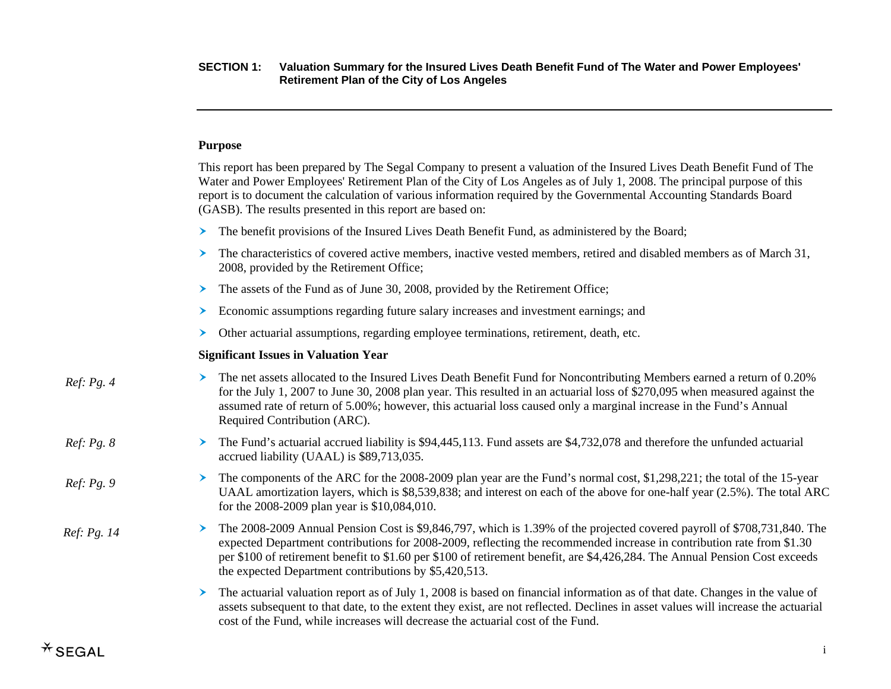**SECTION 1: Valuation Summary for the Insured Lives Death Benefit Fund of The Water and Power Employees' Retirement Plan of the City of Los Angeles**

## Purpose

This report has been prepared by The Segal Company to present a valuation of the Insured Lives Death Benefit Fund of The Water and Power Employees' Retirement Plan of the City of Los Angeles as of July 1, 2008. The principal purpose of this report is to document the calculation of various information required by the Governmental Accounting Standards Board (GASB). The results presented in this report are based on:

- The benefit provisions of the Insured Lives Death Benefit Fund, as administered by the Board;
- The characteristics of covered active members, inactive vested members, retired and disabled members as of March 31, 2008, provided by the Retirement Office;
- The assets of the Fund as of June 30, 2008, provided by the Retirement Office;
- Economic assumptions regarding future salary increases and investment earnings; and
- Other actuarial assumptions, regarding employee terminations, retirement, death, etc.

## Significant Issues in Valuation Year

*Ref: Pg. 4*

- The net assets allocated to the Insured Lives Death Benefit Fund for Noncontributing Members earned a return of 0.20% for the July 1, 2007 to June 30, 2008 plan year. This resulted in an actuarial loss of $270,095 when measured against the assumed rate of return of 5.00%; however, this actuarial loss caused only a marginal increase in the Fund's Annual Required Contribution (ARC).

*Ref: Pg. 8*

- The Fund's actuarial accrued liability is $94,445,113. Fund assets are $4,732,078 and therefore the unfunded actuarial accrued liability (UAAL) is $89,713,035.

*Ref: Pg. 9*

- The components of the ARC for the 2008-2009 plan year are the Fund's normal cost, $1,298,221; the total of the 15-year UAAL amortization layers, which is $8,539,838; and interest on each of the above for one-half year (2.5%). The total ARC for the 2008-2009 plan year is $10,084,010.

*Ref: Pg. 14*

- The 2008-2009 Annual Pension Cost is $9,846,797, which is 1.39% of the projected covered payroll of $708,731,840. The expected Department contributions for 2008-2009, reflecting the recommended increase in contribution rate from $1.30 per $100 of retirement benefit to $1.60 per $100 of retirement benefit, are $4,426,284. The Annual Pension Cost exceeds the expected Department contributions by $5,420,513.

- The actuarial valuation report as of July 1, 2008 is based on financial information as of that date. Changes in the value of assets subsequent to that date, to the extent they exist, are not reflected. Declines in asset values will increase the actuarial cost of the Fund, while increases will decrease the actuarial cost of the Fund.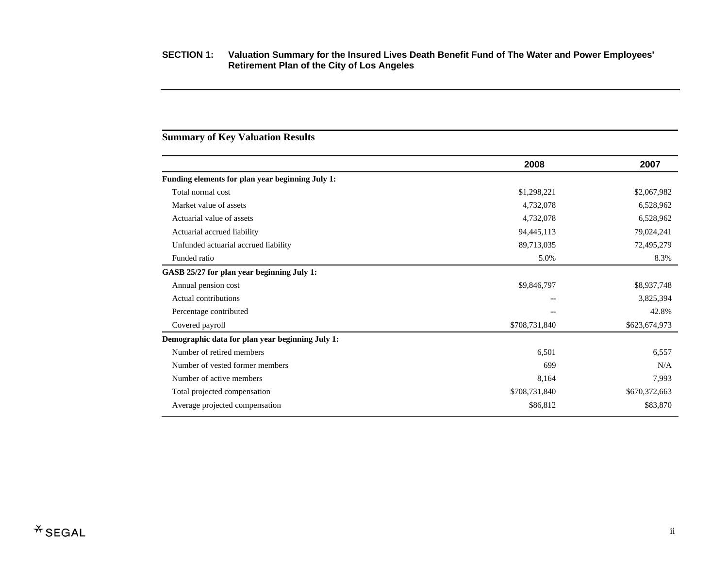**SECTION 1: Valuation Summary for the Insured Lives Death Benefit Fund of The Water and Power Employees' Retirement Plan of the City of Los Angeles**

## Summary of Key Valuation Results

| | 2008 | 2007 |
|---|---|---|
| **Funding elements for plan year beginning July 1:** | | |
| Total normal cost | $1,298,221 | $2,067,982 |
| Market value of assets | 4,732,078 | 6,528,962 |
| Actuarial value of assets | 4,732,078 | 6,528,962 |
| Actuarial accrued liability | 94,445,113 | 79,024,241 |
| Unfunded actuarial accrued liability | 89,713,035 | 72,495,279 |
| Funded ratio | 5.0% | 8.3% |
| **GASB 25/27 for plan year beginning July 1:** | | |
| Annual pension cost | $9,846,797 | $8,937,748 |
| Actual contributions | -- | 3,825,394 |
| Percentage contributed | -- | 42.8% |
| Covered payroll | $708,731,840 | $623,674,973 |
| **Demographic data for plan year beginning July 1:** | | |
| Number of retired members | 6,501 | 6,557 |
| Number of vested former members | 699 | N/A |
| Number of active members | 8,164 | 7,993 |
| Total projected compensation | $708,731,840 | $670,372,663 |
| Average projected compensation | $86,812 | $83,870 |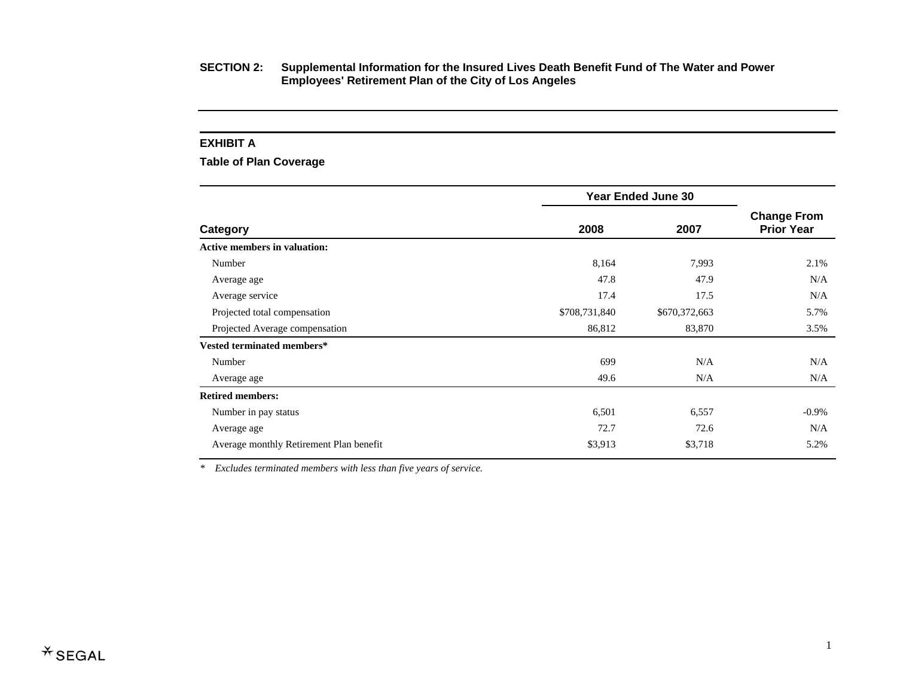**SECTION 2: Supplemental Information for the Insured Lives Death Benefit Fund of The Water and Power Employees' Retirement Plan of the City of Los Angeles**

## EXHIBIT A

### Table of Plan Coverage

| Category | Year Ended June 30 | | Change From Prior Year |
|---|---|---|---|
| | 2008 | 2007 | |
| **Active members in valuation:** | | | |
| Number | 8,164 | 7,993 | 2.1% |
| Average age | 47.8 | 47.9 | N/A |
| Average service | 17.4 | 17.5 | N/A |
| Projected total compensation | $708,731,840 | $670,372,663 | 5.7% |
| Projected Average compensation | 86,812 | 83,870 | 3.5% |
| **Vested terminated members*** | | | |
| Number | 699 | N/A | N/A |
| Average age | 49.6 | N/A | N/A |
| **Retired members:** | | | |
| Number in pay status | 6,501 | 6,557 | -0.9% |
| Average age | 72.7 | 72.6 | N/A |
| Average monthly Retirement Plan benefit | $3,913 | $3,718 | 5.2% |

\* *Excludes terminated members with less than five years of service.*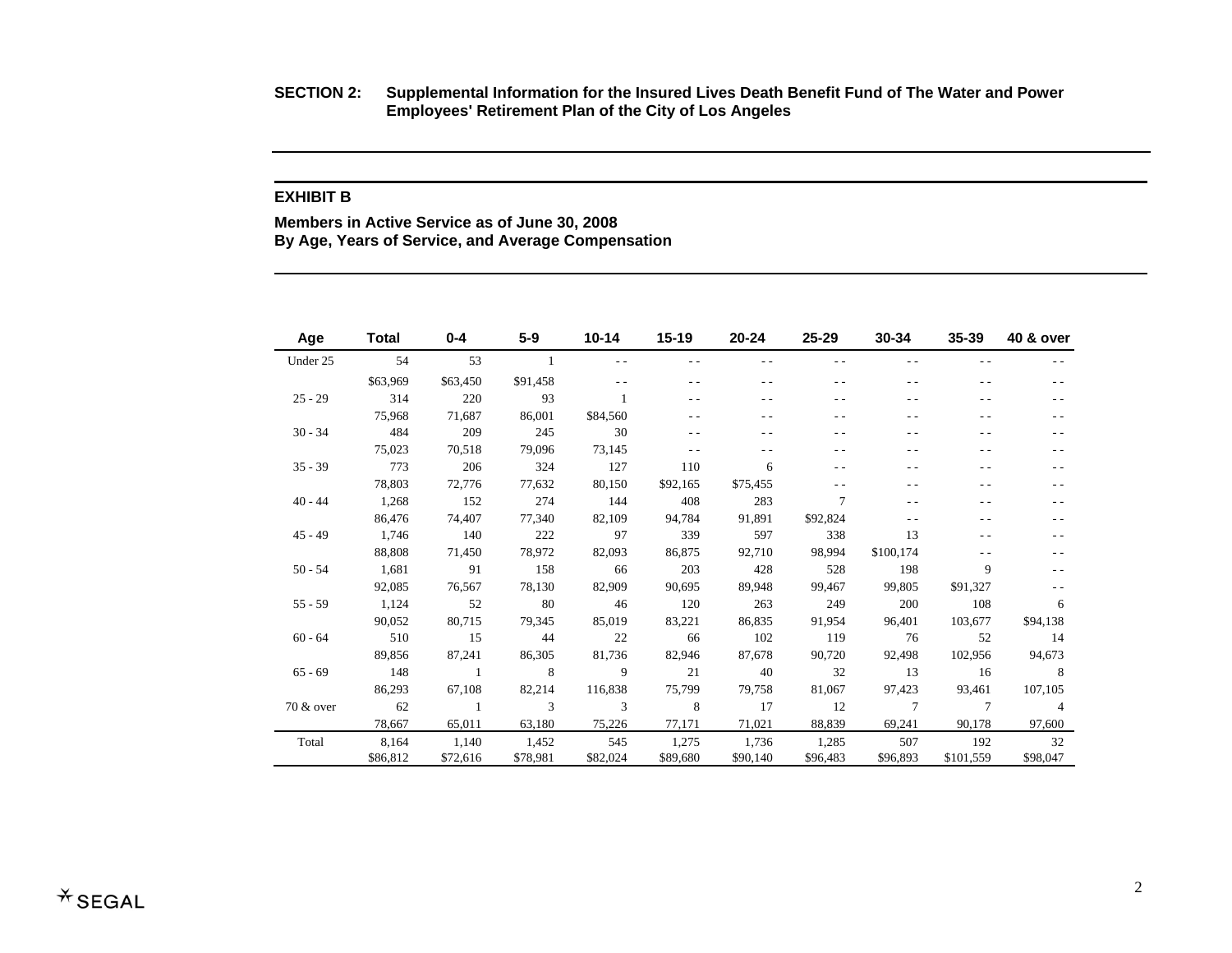**SECTION 2: Supplemental Information for the Insured Lives Death Benefit Fund of The Water and Power Employees' Retirement Plan of the City of Los Angeles**

## EXHIBIT B

**Members in Active Service as of June 30, 2008**
**By Age, Years of Service, and Average Compensation**

| Age | Total | 0-4 | 5-9 | 10-14 | 15-19 | 20-24 | 25-29 | 30-34 | 35-39 | 40 & over |
|---|---|---|---|---|---|---|---|---|---|---|
| Under 25 | 54 | 53 | 1 | - - | - - | - - | - - | - - | - - | - - |
| | $63,969 | $63,450 | $91,458 | - - | - - | - - | - - | - - | - - | - - |
| 25 - 29 | 314 | 220 | 93 | 1 | - - | - - | - - | - - | - - | - - |
| | 75,968 | 71,687 | 86,001 | $84,560 | - - | - - | - - | - - | - - | - - |
| 30 - 34 | 484 | 209 | 245 | 30 | - - | - - | - - | - - | - - | - - |
| | 75,023 | 70,518 | 79,096 | 73,145 | - - | - - | - - | - - | - - | - - |
| 35 - 39 | 773 | 206 | 324 | 127 | 110 | 6 | - - | - - | - - | - - |
| | 78,803 | 72,776 | 77,632 | 80,150 | $92,165 | $75,455 | - - | - - | - - | - - |
| 40 - 44 | 1,268 | 152 | 274 | 144 | 408 | 283 | 7 | - - | - - | - - |
| | 86,476 | 74,407 | 77,340 | 82,109 | 94,784 | 91,891 | $92,824 | - - | - - | - - |
| 45 - 49 | 1,746 | 140 | 222 | 97 | 339 | 597 | 338 | 13 | - - | - - |
| | 88,808 | 71,450 | 78,972 | 82,093 | 86,875 | 92,710 | 98,994 | $100,174 | - - | - - |
| 50 - 54 | 1,681 | 91 | 158 | 66 | 203 | 428 | 528 | 198 | 9 | - - |
| | 92,085 | 76,567 | 78,130 | 82,909 | 90,695 | 89,948 | 99,467 | 99,805 | $91,327 | - - |
| 55 - 59 | 1,124 | 52 | 80 | 46 | 120 | 263 | 249 | 200 | 108 | 6 |
| | 90,052 | 80,715 | 79,345 | 85,019 | 83,221 | 86,835 | 91,954 | 96,401 | 103,677 | $94,138 |
| 60 - 64 | 510 | 15 | 44 | 22 | 66 | 102 | 119 | 76 | 52 | 14 |
| | 89,856 | 87,241 | 86,305 | 81,736 | 82,946 | 87,678 | 90,720 | 92,498 | 102,956 | 94,673 |
| 65 - 69 | 148 | 1 | 8 | 9 | 21 | 40 | 32 | 13 | 16 | 8 |
| | 86,293 | 67,108 | 82,214 | 116,838 | 75,799 | 79,758 | 81,067 | 97,423 | 93,461 | 107,105 |
| 70 & over | 62 | 1 | 3 | 3 | 8 | 17 | 12 | 7 | 7 | 4 |
| | 78,667 | 65,011 | 63,180 | 75,226 | 77,171 | 71,021 | 88,839 | 69,241 | 90,178 | 97,600 |
| Total | 8,164 | 1,140 | 1,452 | 545 | 1,275 | 1,736 | 1,285 | 507 | 192 | 32 |
| | $86,812 | $72,616 | $78,981 | $82,024 | $89,680 | $90,140 | $96,483 | $96,893 | $101,559 | $98,047 |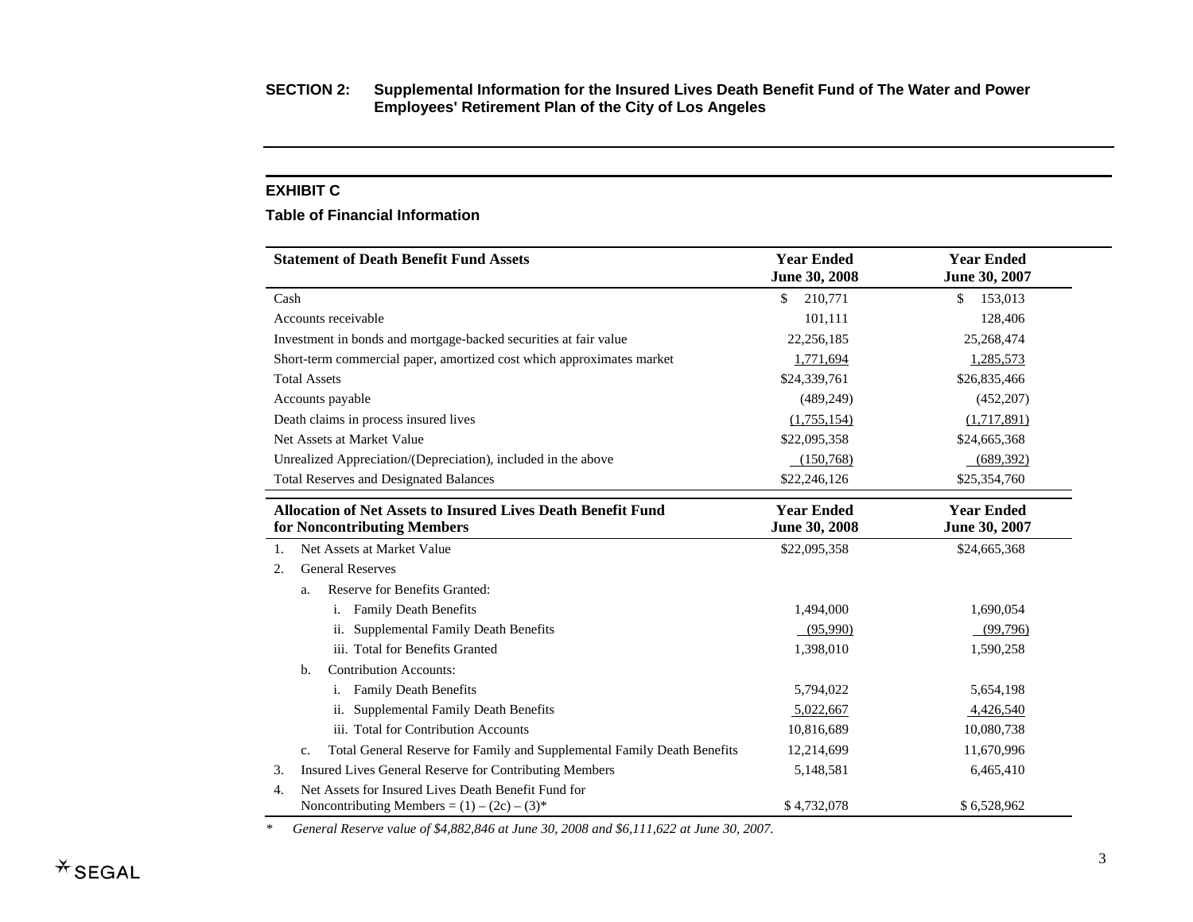**SECTION 2: Supplemental Information for the Insured Lives Death Benefit Fund of The Water and Power Employees' Retirement Plan of the City of Los Angeles**

## EXHIBIT C

### Table of Financial Information

| Statement of Death Benefit Fund Assets | Year Ended June 30, 2008 | Year Ended June 30, 2007 |
|---|---|---|
| Cash | $ 210,771 | $ 153,013 |
| Accounts receivable | 101,111 | 128,406 |
| Investment in bonds and mortgage-backed securities at fair value | 22,256,185 | 25,268,474 |
| Short-term commercial paper, amortized cost which approximates market | 1,771,694 | 1,285,573 |
| Total Assets | $24,339,761 | $26,835,466 |
| Accounts payable | (489,249) | (452,207) |
| Death claims in process insured lives | (1,755,154) | (1,717,891) |
| Net Assets at Market Value | $22,095,358 | $24,665,368 |
| Unrealized Appreciation/(Depreciation), included in the above | (150,768) | (689,392) |
| Total Reserves and Designated Balances | $22,246,126 | $25,354,760 |

| Allocation of Net Assets to Insured Lives Death Benefit Fund for Noncontributing Members | Year Ended June 30, 2008 | Year Ended June 30, 2007 |
|---|---|---|
| 1. Net Assets at Market Value | $22,095,358 | $24,665,368 |
| 2. General Reserves | | |
| a. Reserve for Benefits Granted: | | |
| i. Family Death Benefits | 1,494,000 | 1,690,054 |
| ii. Supplemental Family Death Benefits | (95,990) | (99,796) |
| iii. Total for Benefits Granted | 1,398,010 | 1,590,258 |
| b. Contribution Accounts: | | |
| i. Family Death Benefits | 5,794,022 | 5,654,198 |
| ii. Supplemental Family Death Benefits | 5,022,667 | 4,426,540 |
| iii. Total for Contribution Accounts | 10,816,689 | 10,080,738 |
| c. Total General Reserve for Family and Supplemental Family Death Benefits | 12,214,699 | 11,670,996 |
| 3. Insured Lives General Reserve for Contributing Members | 5,148,581 | 6,465,410 |
| 4. Net Assets for Insured Lives Death Benefit Fund for Noncontributing Members = (1) – (2c) – (3)* | $ 4,732,078 | $ 6,528,962 |

\* *General Reserve value of $4,882,846 at June 30, 2008 and $6,111,622 at June 30, 2007.*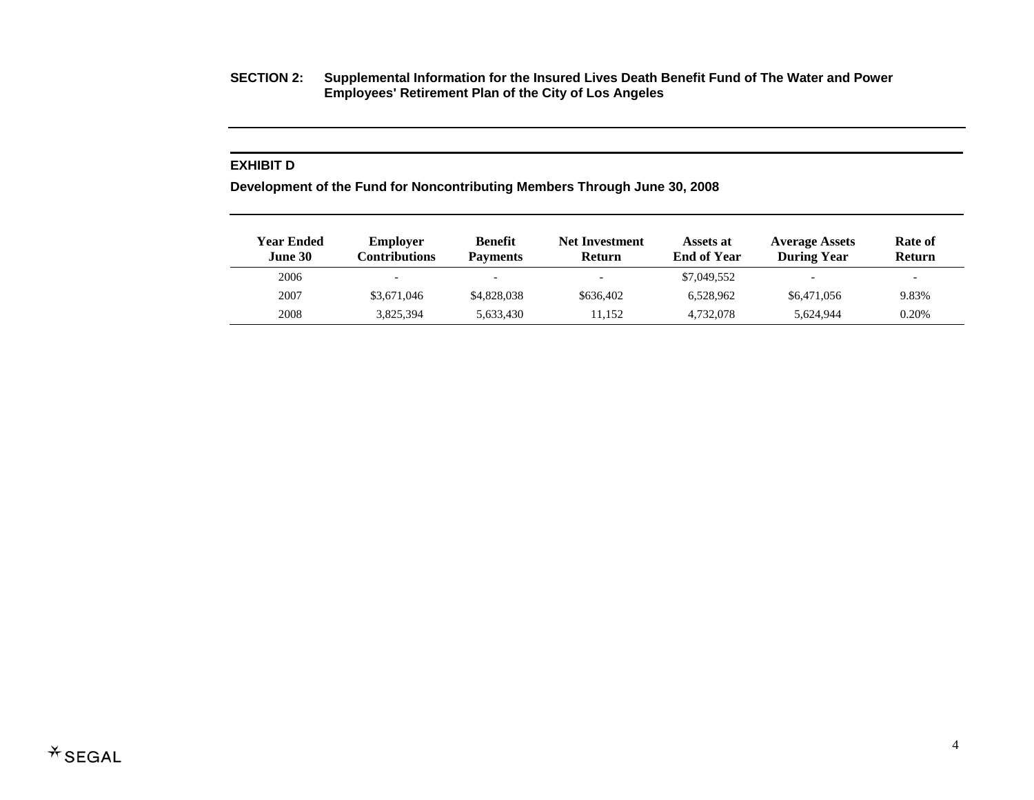**SECTION 2: Supplemental Information for the Insured Lives Death Benefit Fund of The Water and Power Employees' Retirement Plan of the City of Los Angeles**

## EXHIBIT D

### Development of the Fund for Noncontributing Members Through June 30, 2008

| Year Ended June 30 | Employer Contributions | Benefit Payments | Net Investment Return | Assets at End of Year | Average Assets During Year | Rate of Return |
|---|---|---|---|---|---|---|
| 2006 | - | - | - | $7,049,552 | - | - |
| 2007 | $3,671,046 | $4,828,038 | $636,402 | 6,528,962 | $6,471,056 | 9.83% |
| 2008 | 3,825,394 | 5,633,430 | 11,152 | 4,732,078 | 5,624,944 | 0.20% |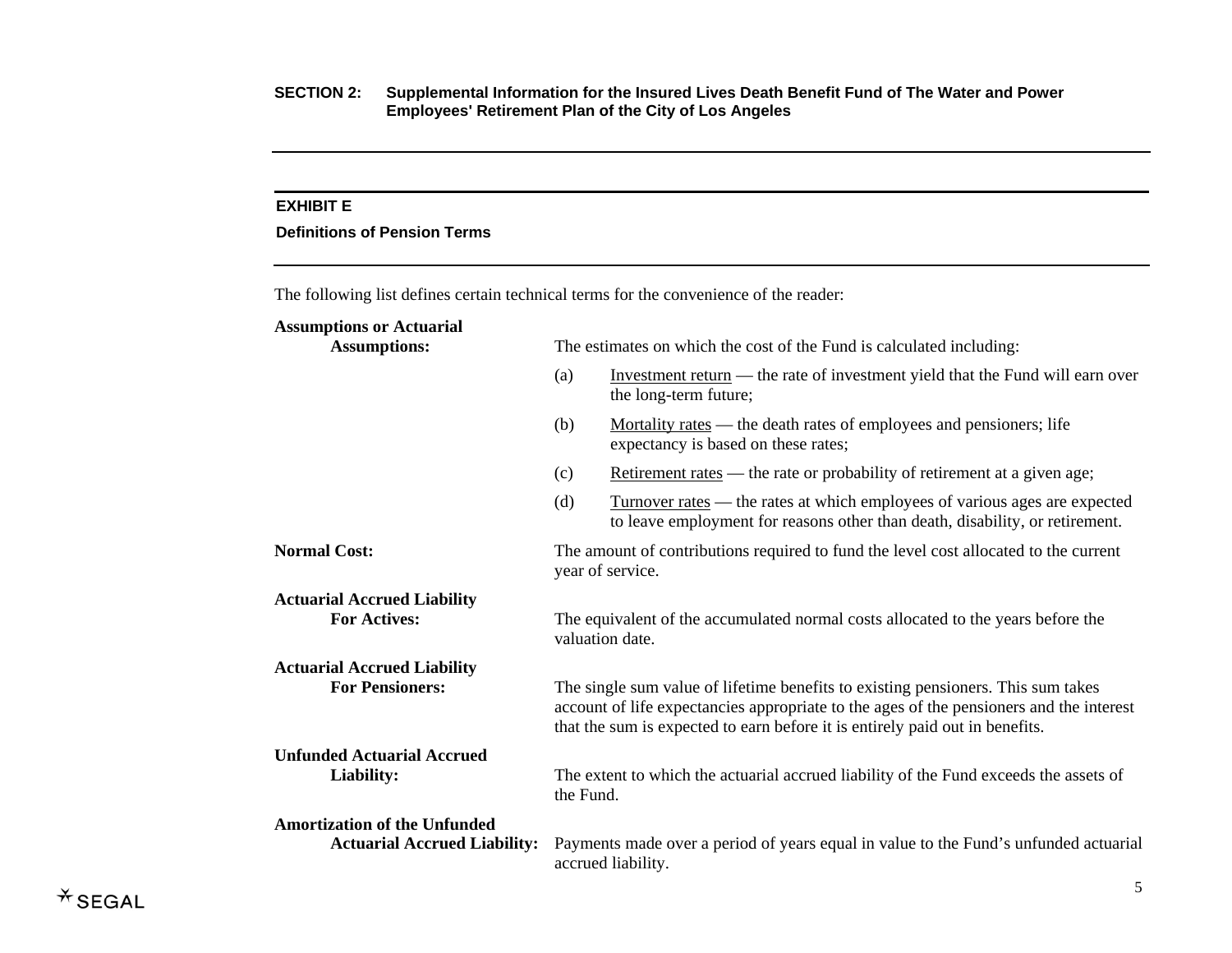**SECTION 2: Supplemental Information for the Insured Lives Death Benefit Fund of The Water and Power Employees' Retirement Plan of the City of Los Angeles**

## EXHIBIT E

### Definitions of Pension Terms

The following list defines certain technical terms for the convenience of the reader:

**Assumptions or Actuarial Assumptions:** The estimates on which the cost of the Fund is calculated including:

(a) Investment return — the rate of investment yield that the Fund will earn over the long-term future;

(b) Mortality rates — the death rates of employees and pensioners; life expectancy is based on these rates;

(c) Retirement rates — the rate or probability of retirement at a given age;

(d) Turnover rates — the rates at which employees of various ages are expected to leave employment for reasons other than death, disability, or retirement.

**Normal Cost:** The amount of contributions required to fund the level cost allocated to the current year of service.

**Actuarial Accrued Liability For Actives:** The equivalent of the accumulated normal costs allocated to the years before the valuation date.

**Actuarial Accrued Liability For Pensioners:** The single sum value of lifetime benefits to existing pensioners. This sum takes account of life expectancies appropriate to the ages of the pensioners and the interest that the sum is expected to earn before it is entirely paid out in benefits.

**Unfunded Actuarial Accrued Liability:** The extent to which the actuarial accrued liability of the Fund exceeds the assets of the Fund.

**Amortization of the Unfunded Actuarial Accrued Liability:** Payments made over a period of years equal in value to the Fund's unfunded actuarial accrued liability.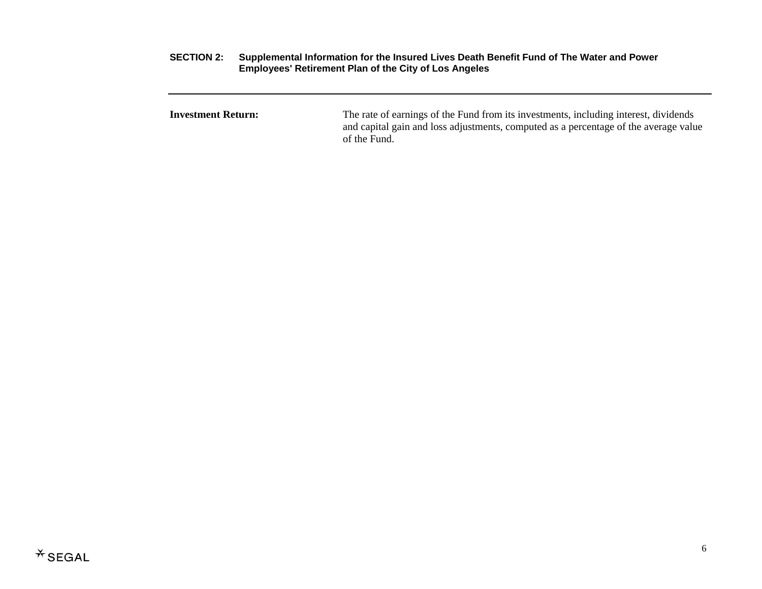**Investment Return:** The rate of earnings of the Fund from its investments, including interest, dividends and capital gain and loss adjustments, computed as a percentage of the average value of the Fund.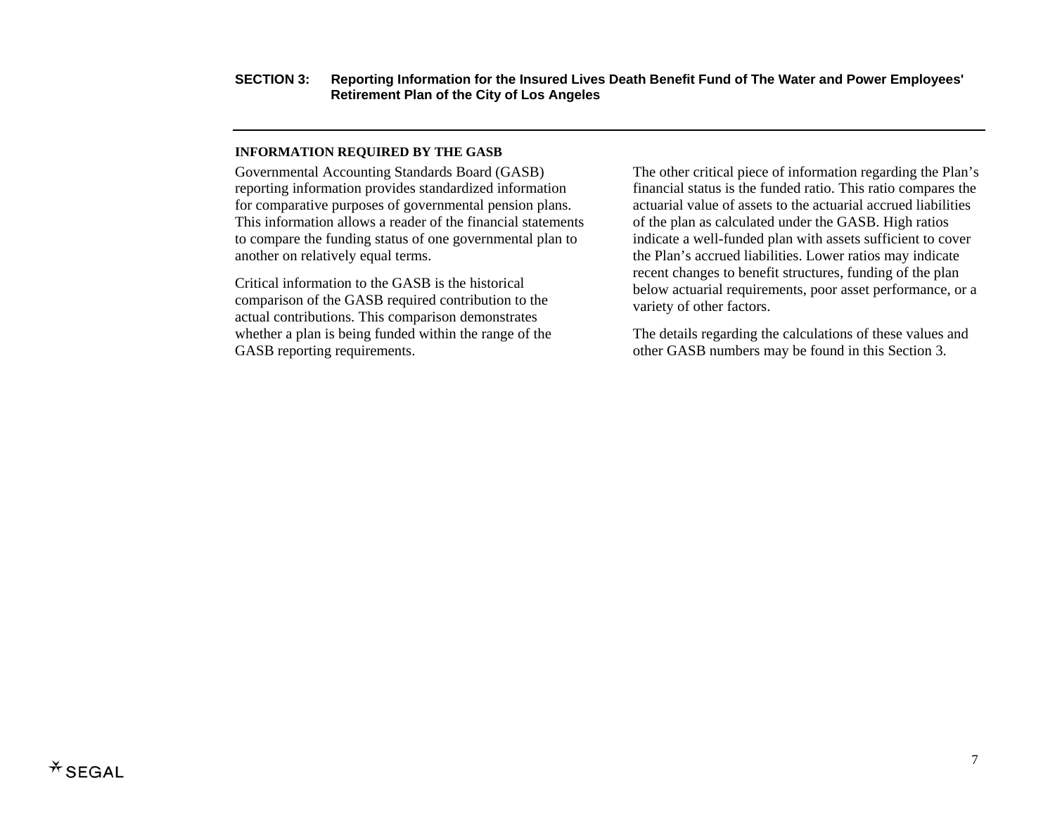## SECTION 3: Reporting Information for the Insured Lives Death Benefit Fund of The Water and Power Employees' Retirement Plan of the City of Los Angeles

### INFORMATION REQUIRED BY THE GASB

Governmental Accounting Standards Board (GASB) reporting information provides standardized information for comparative purposes of governmental pension plans. This information allows a reader of the financial statements to compare the funding status of one governmental plan to another on relatively equal terms.

Critical information to the GASB is the historical comparison of the GASB required contribution to the actual contributions. This comparison demonstrates whether a plan is being funded within the range of the GASB reporting requirements.

The other critical piece of information regarding the Plan's financial status is the funded ratio. This ratio compares the actuarial value of assets to the actuarial accrued liabilities of the plan as calculated under the GASB. High ratios indicate a well-funded plan with assets sufficient to cover the Plan's accrued liabilities. Lower ratios may indicate recent changes to benefit structures, funding of the plan below actuarial requirements, poor asset performance, or a variety of other factors.

The details regarding the calculations of these values and other GASB numbers may be found in this Section 3.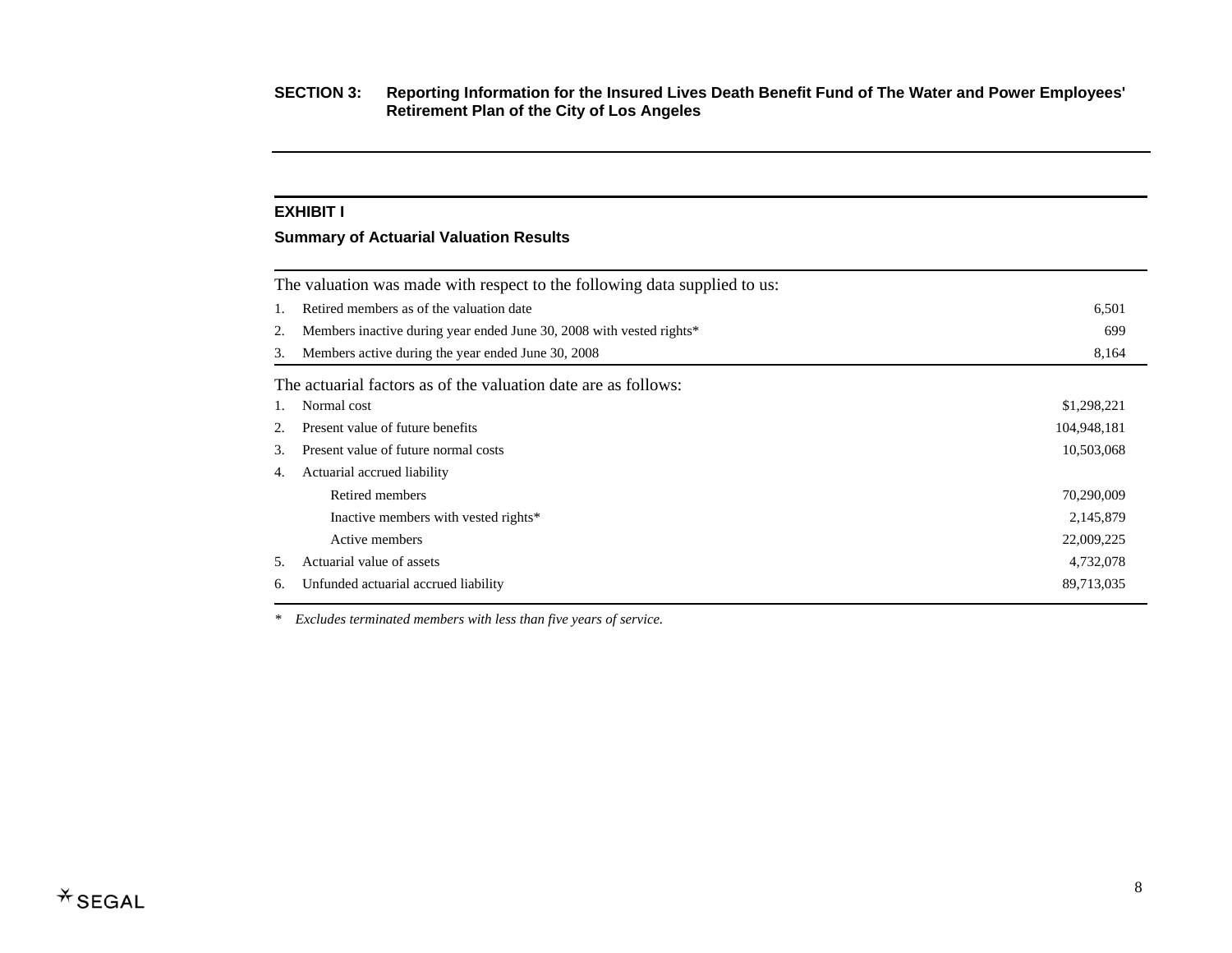**SECTION 3: Reporting Information for the Insured Lives Death Benefit Fund of The Water and Power Employees' Retirement Plan of the City of Los Angeles**

## EXHIBIT I

### Summary of Actuarial Valuation Results

| The valuation was made with respect to the following data supplied to us: | |
|---|---|
| 1. Retired members as of the valuation date | 6,501 |
| 2. Members inactive during year ended June 30, 2008 with vested rights* | 699 |
| 3. Members active during the year ended June 30, 2008 | 8,164 |

| The actuarial factors as of the valuation date are as follows: | |
|---|---|
| 1. Normal cost | $1,298,221 |
| 2. Present value of future benefits | 104,948,181 |
| 3. Present value of future normal costs | 10,503,068 |
| 4. Actuarial accrued liability | |
| Retired members | 70,290,009 |
| Inactive members with vested rights* | 2,145,879 |
| Active members | 22,009,225 |
| 5. Actuarial value of assets | 4,732,078 |
| 6. Unfunded actuarial accrued liability | 89,713,035 |

*\* Excludes terminated members with less than five years of service.*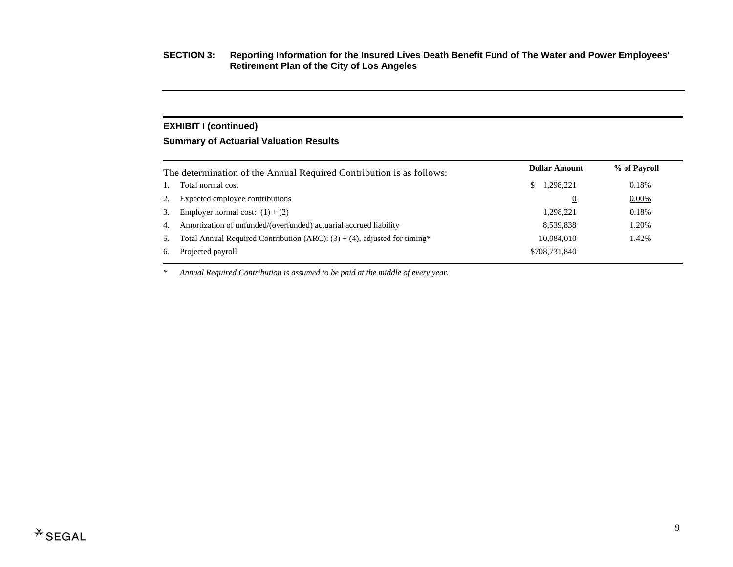**SECTION 3: Reporting Information for the Insured Lives Death Benefit Fund of The Water and Power Employees' Retirement Plan of the City of Los Angeles**

## EXHIBIT I (continued)

### Summary of Actuarial Valuation Results

| The determination of the Annual Required Contribution is as follows: | Dollar Amount | % of Payroll |
|---|---|---|
| 1. Total normal cost | $ 1,298,221 | 0.18% |
| 2. Expected employee contributions | 0 | 0.00% |
| 3. Employer normal cost: (1) + (2) | 1,298,221 | 0.18% |
| 4. Amortization of unfunded/(overfunded) actuarial accrued liability | 8,539,838 | 1.20% |
| 5. Total Annual Required Contribution (ARC): (3) + (4), adjusted for timing* | 10,084,010 | 1.42% |
| 6. Projected payroll | $708,731,840 | |

\* *Annual Required Contribution is assumed to be paid at the middle of every year.*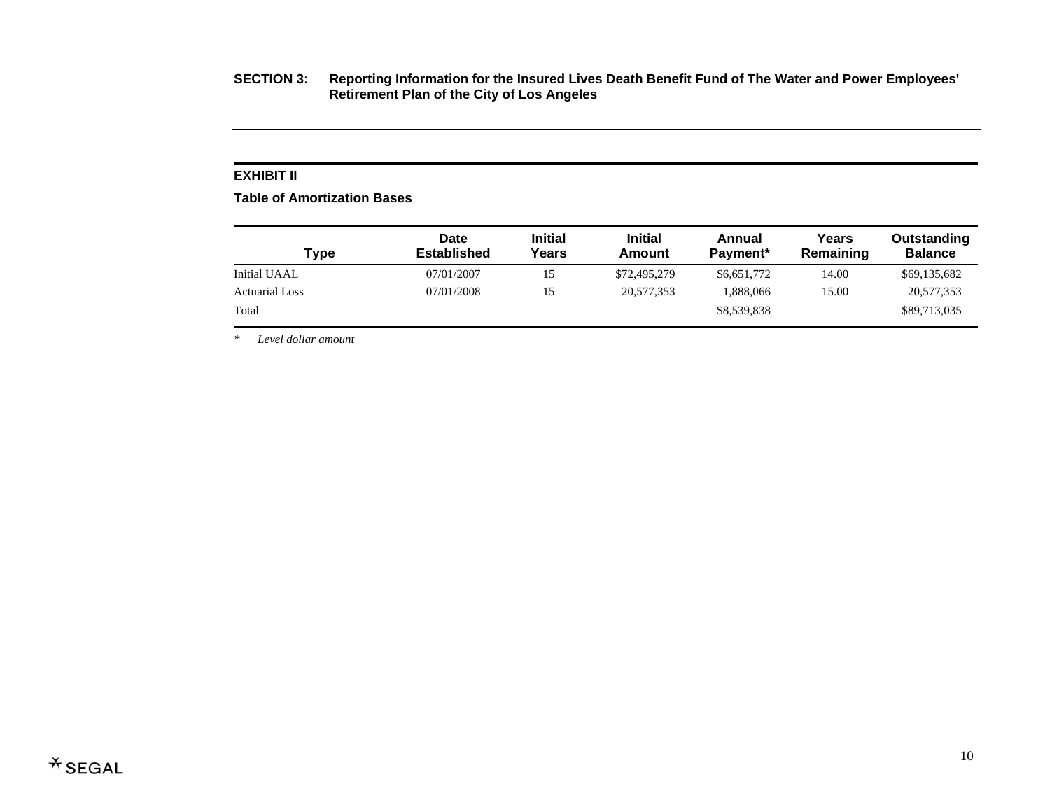**SECTION 3: Reporting Information for the Insured Lives Death Benefit Fund of The Water and Power Employees' Retirement Plan of the City of Los Angeles**

## EXHIBIT II

### Table of Amortization Bases

| Type | Date Established | Initial Years | Initial Amount | Annual Payment* | Years Remaining | Outstanding Balance |
|---|---|---|---|---|---|---|
| Initial UAAL | 07/01/2007 | 15 | $72,495,279 | $6,651,772 | 14.00 | $69,135,682 |
| Actuarial Loss | 07/01/2008 | 15 | 20,577,353 | 1,888,066 | 15.00 | 20,577,353 |
| Total | | | | $8,539,838 | | $89,713,035 |

\* *Level dollar amount*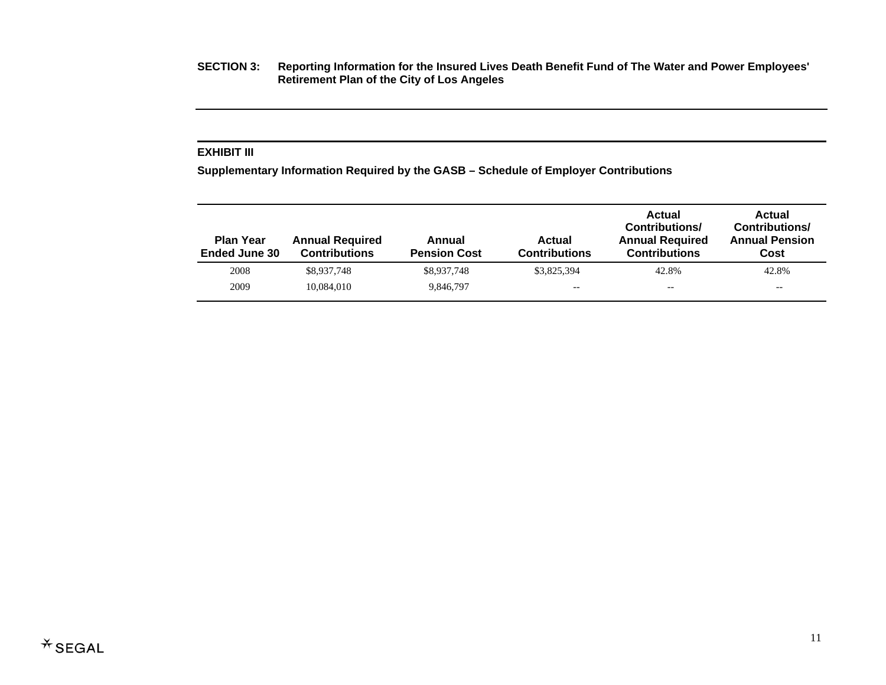**SECTION 3: Reporting Information for the Insured Lives Death Benefit Fund of The Water and Power Employees' Retirement Plan of the City of Los Angeles**

**EXHIBIT III**

**Supplementary Information Required by the GASB – Schedule of Employer Contributions**

| Plan Year Ended June 30 | Annual Required Contributions | Annual Pension Cost | Actual Contributions | Actual Contributions/ Annual Required Contributions | Actual Contributions/ Annual Pension Cost |
|---|---|---|---|---|---|
| 2008 | $8,937,748 | $8,937,748 | $3,825,394 | 42.8% | 42.8% |
| 2009 | 10,084,010 | 9,846,797 | -- | -- | -- |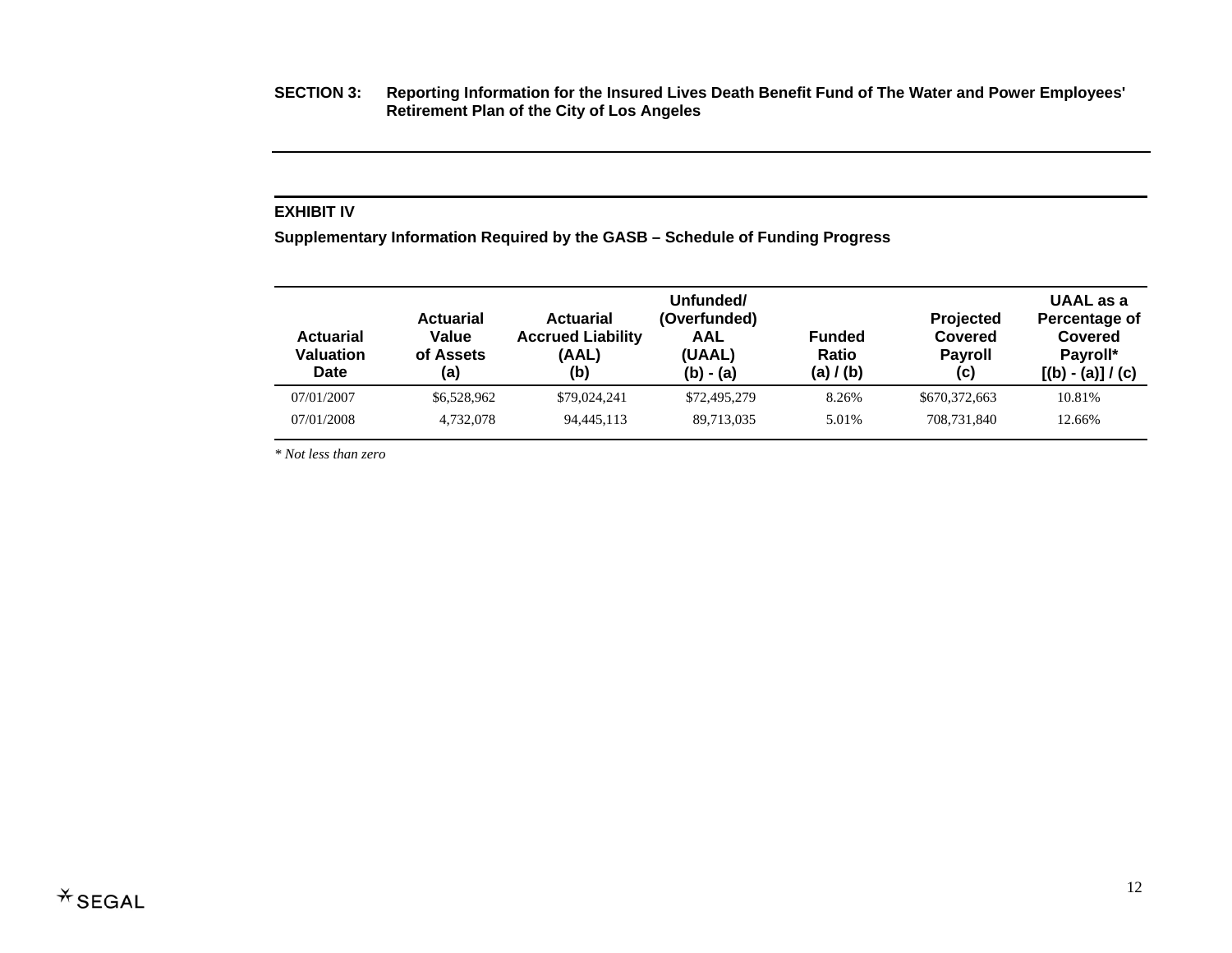**SECTION 3: Reporting Information for the Insured Lives Death Benefit Fund of The Water and Power Employees' Retirement Plan of the City of Los Angeles**

**EXHIBIT IV**

**Supplementary Information Required by the GASB – Schedule of Funding Progress**

| Actuarial Valuation Date | Actuarial Value of Assets (a) | Actuarial Accrued Liability (AAL) (b) | Unfunded/ (Overfunded) AAL (UAAL) (b) - (a) | Funded Ratio (a) / (b) | Projected Covered Payroll (c) | UAAL as a Percentage of Covered Payroll* [(b) - (a)] / (c) |
|---|---|---|---|---|---|---|
| 07/01/2007 | $6,528,962 | $79,024,241 | $72,495,279 | 8.26% | $670,372,663 | 10.81% |
| 07/01/2008 | 4,732,078 | 94,445,113 | 89,713,035 | 5.01% | 708,731,840 | 12.66% |

*\* Not less than zero*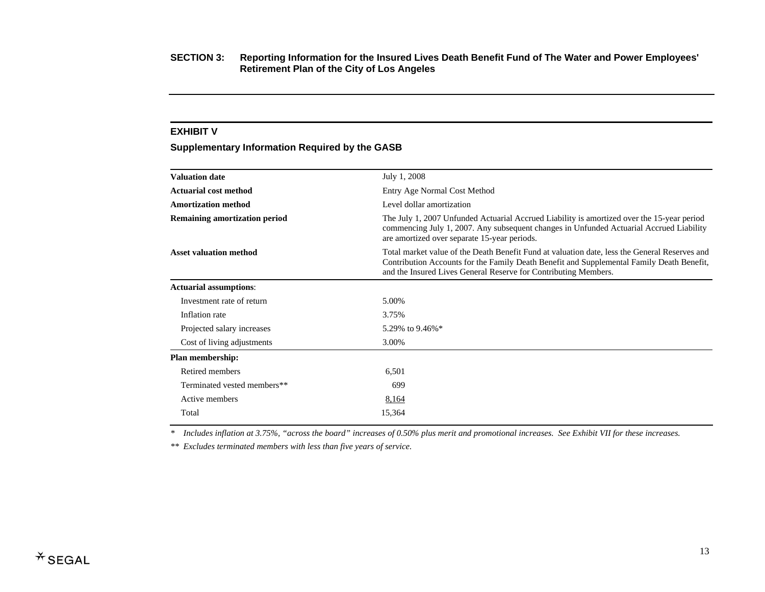**SECTION 3: Reporting Information for the Insured Lives Death Benefit Fund of The Water and Power Employees' Retirement Plan of the City of Los Angeles**

## EXHIBIT V

### Supplementary Information Required by the GASB

| | |
|---|---|
| **Valuation date** | July 1, 2008 |
| **Actuarial cost method** | Entry Age Normal Cost Method |
| **Amortization method** | Level dollar amortization |
| **Remaining amortization period** | The July 1, 2007 Unfunded Actuarial Accrued Liability is amortized over the 15-year period commencing July 1, 2007. Any subsequent changes in Unfunded Actuarial Accrued Liability are amortized over separate 15-year periods. |
| **Asset valuation method** | Total market value of the Death Benefit Fund at valuation date, less the General Reserves and Contribution Accounts for the Family Death Benefit and Supplemental Family Death Benefit, and the Insured Lives General Reserve for Contributing Members. |
| **Actuarial assumptions**: | |
| Investment rate of return | 5.00% |
| Inflation rate | 3.75% |
| Projected salary increases | 5.29% to 9.46%* |
| Cost of living adjustments | 3.00% |
| **Plan membership:** | |
| Retired members | 6,501 |
| Terminated vested members** | 699 |
| Active members | 8,164 |
| Total | 15,364 |

*\* Includes inflation at 3.75%, "across the board" increases of 0.50% plus merit and promotional increases. See Exhibit VII for these increases.*

*\*\* Excludes terminated members with less than five years of service.*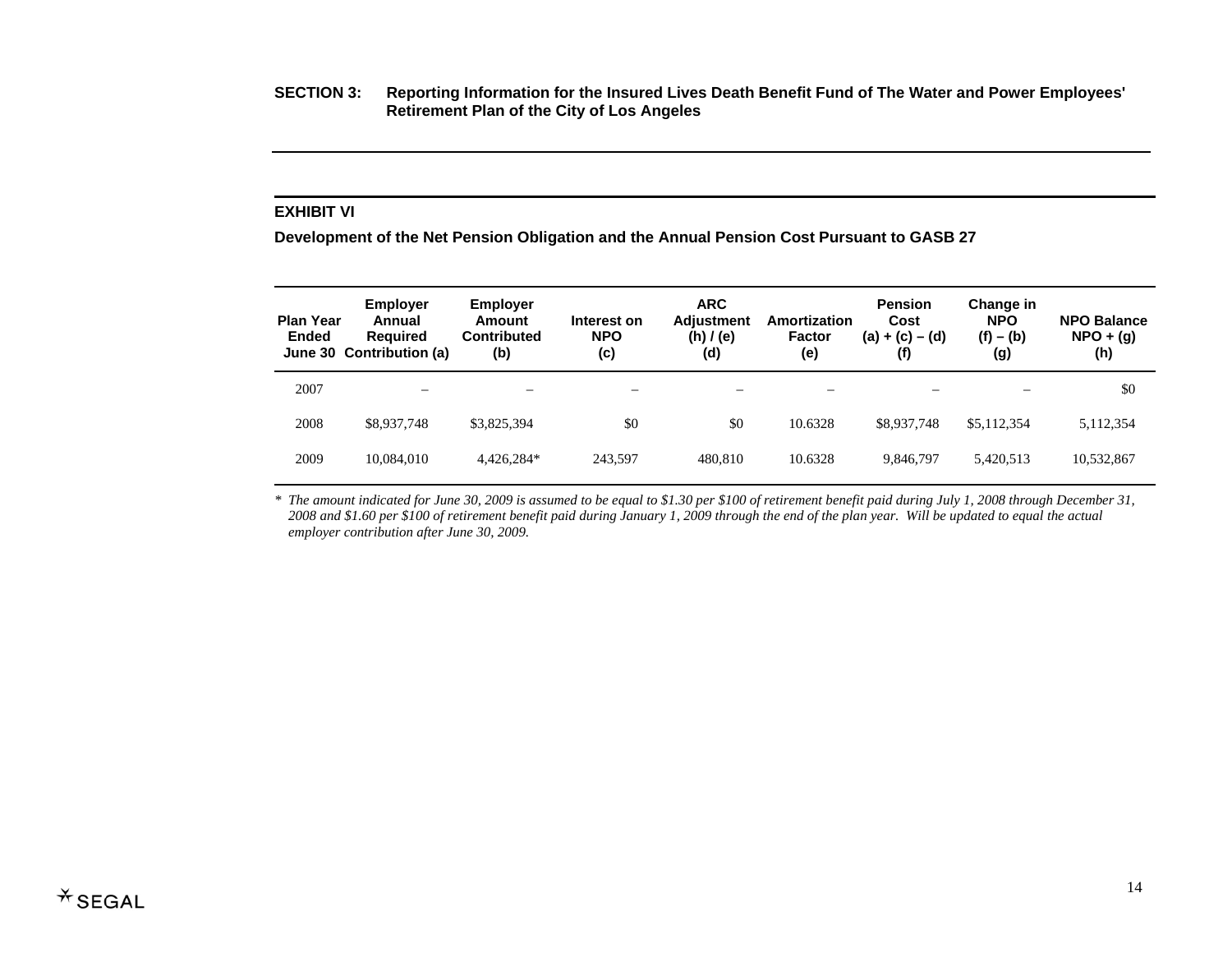**SECTION 3: Reporting Information for the Insured Lives Death Benefit Fund of The Water and Power Employees' Retirement Plan of the City of Los Angeles**

## EXHIBIT VI

### Development of the Net Pension Obligation and the Annual Pension Cost Pursuant to GASB 27

| Plan Year Ended June 30 | Employer Annual Required Contribution (a) | Employer Amount Contributed (b) | Interest on NPO (c) | ARC Adjustment (h) / (e) (d) | Amortization Factor (e) | Pension Cost (a) + (c) – (d) (f) | Change in NPO (f) – (b) (g) | NPO Balance NPO + (g) (h) |
|---|---|---|---|---|---|---|---|---|
| 2007 | – | – | – | – | – | – | – | $0 |
| 2008 | $8,937,748 | $3,825,394 | $0 | $0 | 10.6328 | $8,937,748 | $5,112,354 | 5,112,354 |
| 2009 | 10,084,010 | 4,426,284* | 243,597 | 480,810 | 10.6328 | 9,846,797 | 5,420,513 | 10,532,867 |

\* *The amount indicated for June 30, 2009 is assumed to be equal to $1.30 per $100 of retirement benefit paid during July 1, 2008 through December 31, 2008 and $1.60 per $100 of retirement benefit paid during January 1, 2009 through the end of the plan year. Will be updated to equal the actual employer contribution after June 30, 2009.*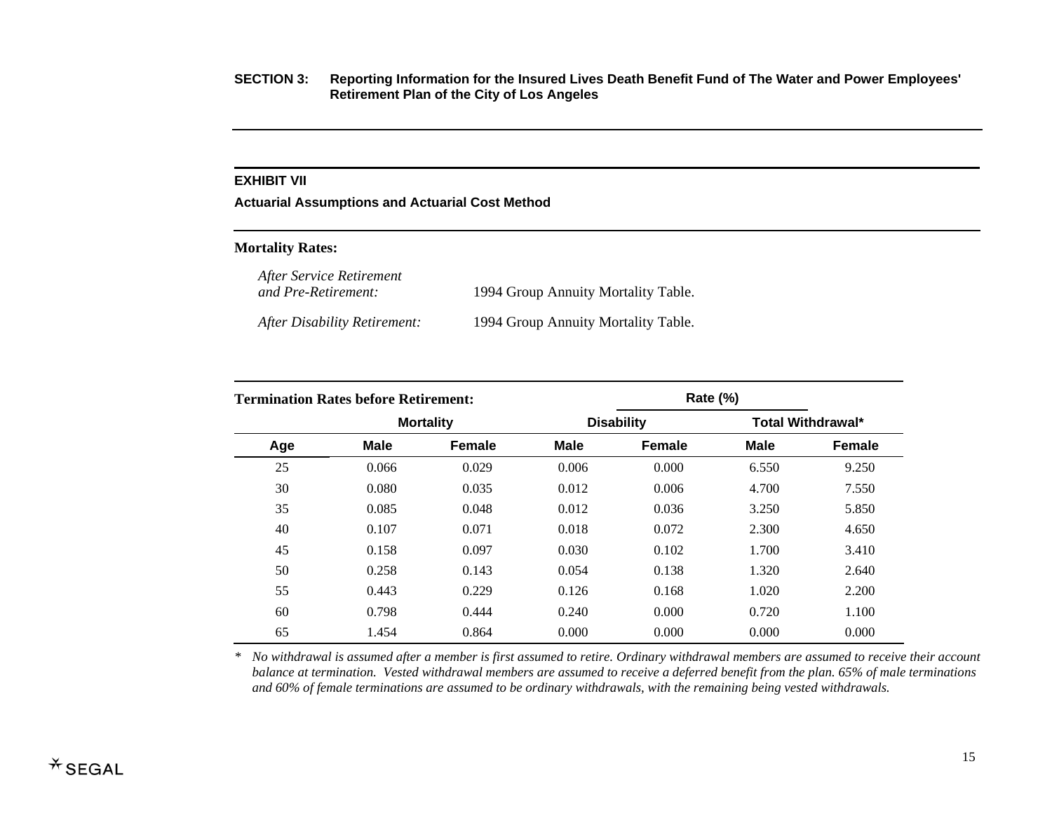**SECTION 3: Reporting Information for the Insured Lives Death Benefit Fund of The Water and Power Employees' Retirement Plan of the City of Los Angeles**

**EXHIBIT VII**

**Actuarial Assumptions and Actuarial Cost Method**

**Mortality Rates:**

| | |
|---|---|
| *After Service Retirement and Pre-Retirement:* | 1994 Group Annuity Mortality Table. |
| *After Disability Retirement:* | 1994 Group Annuity Mortality Table. |

**Termination Rates before Retirement:**

| | Rate (%) | | | | | |
|---|---|---|---|---|---|---|
| | Mortality | | Disability | | Total Withdrawal* | |
| Age | Male | Female | Male | Female | Male | Female |
| 25 | 0.066 | 0.029 | 0.006 | 0.000 | 6.550 | 9.250 |
| 30 | 0.080 | 0.035 | 0.012 | 0.006 | 4.700 | 7.550 |
| 35 | 0.085 | 0.048 | 0.012 | 0.036 | 3.250 | 5.850 |
| 40 | 0.107 | 0.071 | 0.018 | 0.072 | 2.300 | 4.650 |
| 45 | 0.158 | 0.097 | 0.030 | 0.102 | 1.700 | 3.410 |
| 50 | 0.258 | 0.143 | 0.054 | 0.138 | 1.320 | 2.640 |
| 55 | 0.443 | 0.229 | 0.126 | 0.168 | 1.020 | 2.200 |
| 60 | 0.798 | 0.444 | 0.240 | 0.000 | 0.720 | 1.100 |
| 65 | 1.454 | 0.864 | 0.000 | 0.000 | 0.000 | 0.000 |

\* *No withdrawal is assumed after a member is first assumed to retire. Ordinary withdrawal members are assumed to receive their account balance at termination. Vested withdrawal members are assumed to receive a deferred benefit from the plan. 65% of male terminations and 60% of female terminations are assumed to be ordinary withdrawals, with the remaining being vested withdrawals.*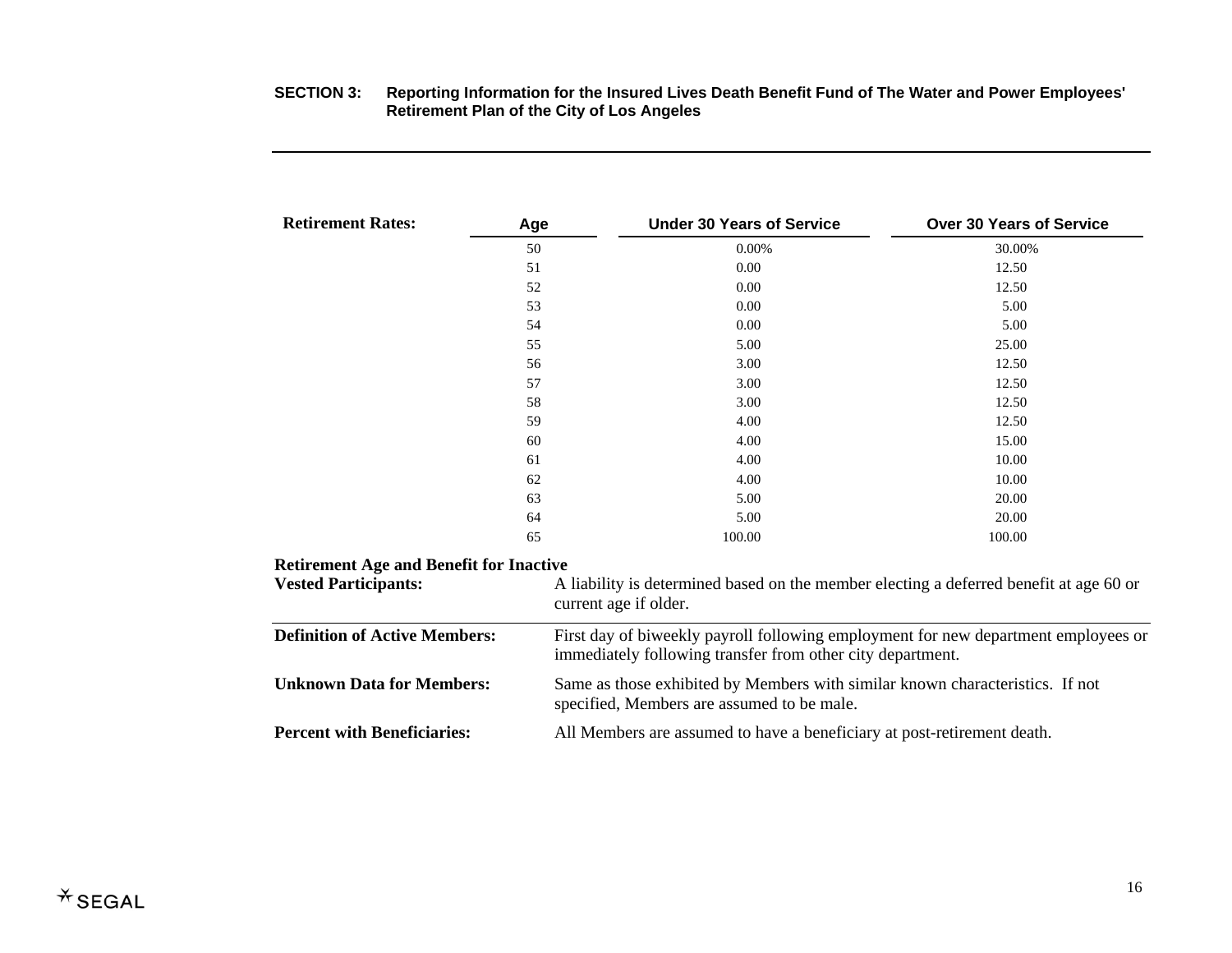**SECTION 3: Reporting Information for the Insured Lives Death Benefit Fund of The Water and Power Employees' Retirement Plan of the City of Los Angeles**

**Retirement Rates:**

| Age | Under 30 Years of Service | Over 30 Years of Service |
|---|---|---|
| 50 | 0.00% | 30.00% |
| 51 | 0.00 | 12.50 |
| 52 | 0.00 | 12.50 |
| 53 | 0.00 | 5.00 |
| 54 | 0.00 | 5.00 |
| 55 | 5.00 | 25.00 |
| 56 | 3.00 | 12.50 |
| 57 | 3.00 | 12.50 |
| 58 | 3.00 | 12.50 |
| 59 | 4.00 | 12.50 |
| 60 | 4.00 | 15.00 |
| 61 | 4.00 | 10.00 |
| 62 | 4.00 | 10.00 |
| 63 | 5.00 | 20.00 |
| 64 | 5.00 | 20.00 |
| 65 | 100.00 | 100.00 |

**Retirement Age and Benefit for Inactive Vested Participants:** A liability is determined based on the member electing a deferred benefit at age 60 or current age if older.

**Definition of Active Members:** First day of biweekly payroll following employment for new department employees or immediately following transfer from other city department.

**Unknown Data for Members:** Same as those exhibited by Members with similar known characteristics. If not specified, Members are assumed to be male.

**Percent with Beneficiaries:** All Members are assumed to have a beneficiary at post-retirement death.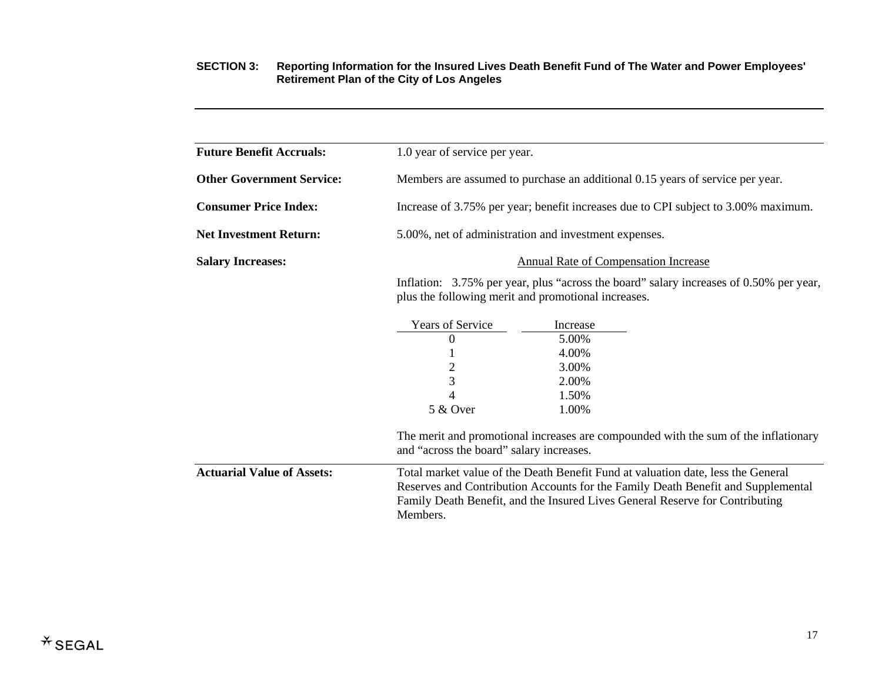**SECTION 3: Reporting Information for the Insured Lives Death Benefit Fund of The Water and Power Employees' Retirement Plan of the City of Los Angeles**

---

**Future Benefit Accruals:** 1.0 year of service per year.

**Other Government Service:** Members are assumed to purchase an additional 0.15 years of service per year.

**Consumer Price Index:** Increase of 3.75% per year; benefit increases due to CPI subject to 3.00% maximum.

**Net Investment Return:** 5.00%, net of administration and investment expenses.

**Salary Increases:**

Annual Rate of Compensation Increase

Inflation: 3.75% per year, plus "across the board" salary increases of 0.50% per year, plus the following merit and promotional increases.

| Years of Service | Increase |
|---|---|
| 0 | 5.00% |
| 1 | 4.00% |
| 2 | 3.00% |
| 3 | 2.00% |
| 4 | 1.50% |
| 5 & Over | 1.00% |

The merit and promotional increases are compounded with the sum of the inflationary and "across the board" salary increases.

**Actuarial Value of Assets:** Total market value of the Death Benefit Fund at valuation date, less the General Reserves and Contribution Accounts for the Family Death Benefit and Supplemental Family Death Benefit, and the Insured Lives General Reserve for Contributing Members.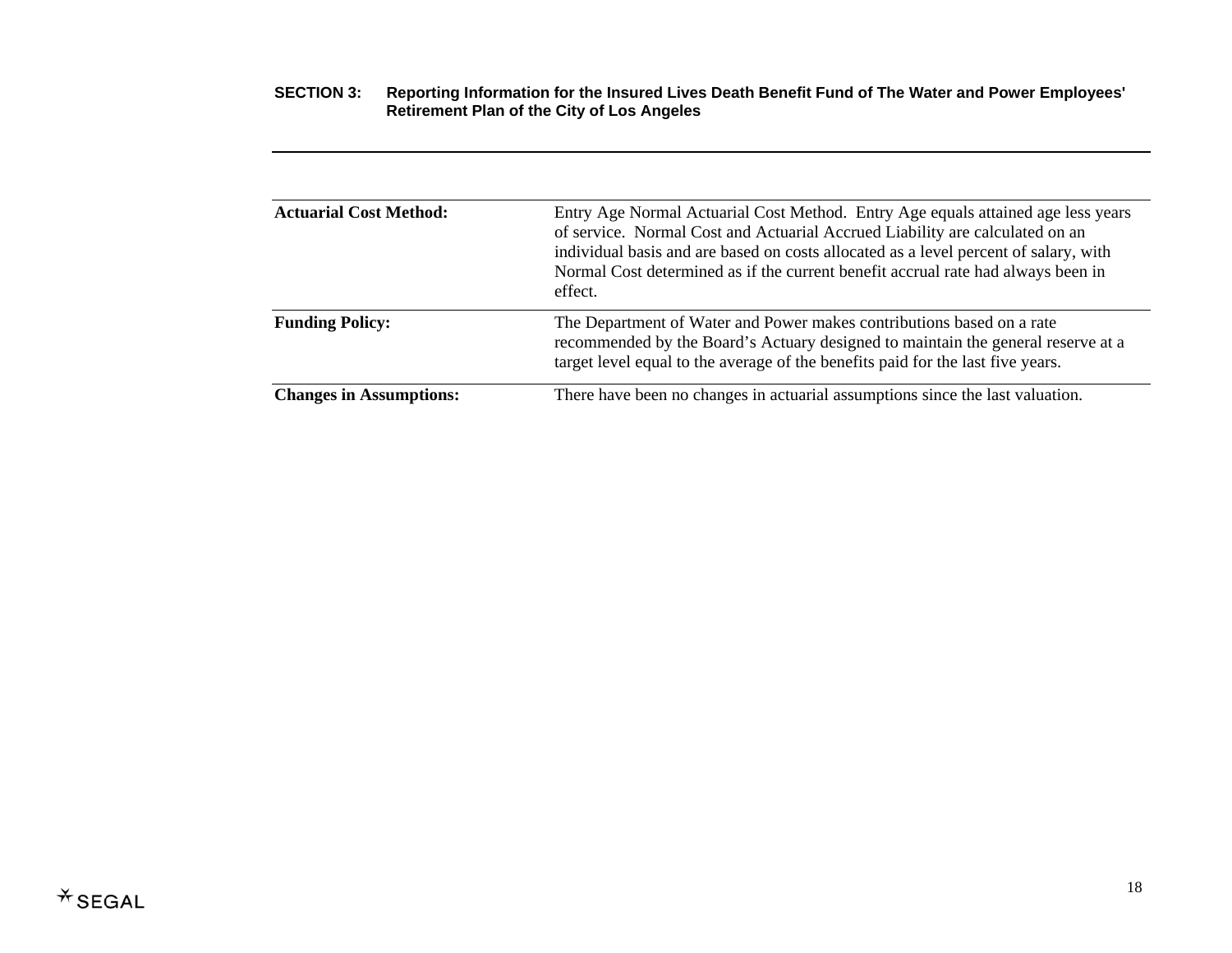**SECTION 3: Reporting Information for the Insured Lives Death Benefit Fund of The Water and Power Employees' Retirement Plan of the City of Los Angeles**

| | |
|---|---|
| **Actuarial Cost Method:** | Entry Age Normal Actuarial Cost Method. Entry Age equals attained age less years of service. Normal Cost and Actuarial Accrued Liability are calculated on an individual basis and are based on costs allocated as a level percent of salary, with Normal Cost determined as if the current benefit accrual rate had always been in effect. |
| **Funding Policy:** | The Department of Water and Power makes contributions based on a rate recommended by the Board's Actuary designed to maintain the general reserve at a target level equal to the average of the benefits paid for the last five years. |
| **Changes in Assumptions:** | There have been no changes in actuarial assumptions since the last valuation. |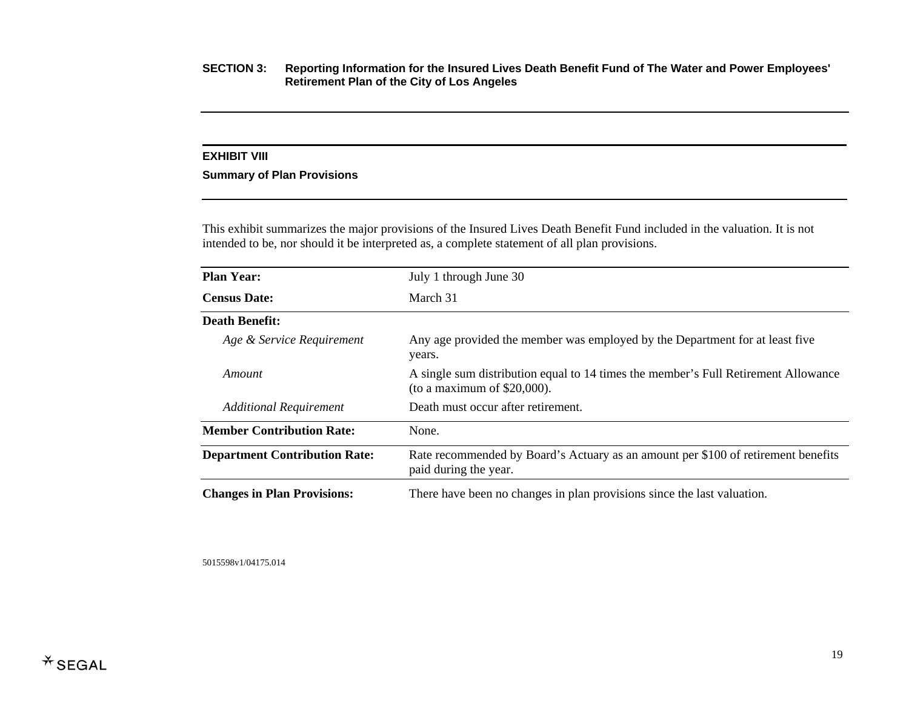**SECTION 3: Reporting Information for the Insured Lives Death Benefit Fund of The Water and Power Employees' Retirement Plan of the City of Los Angeles**

## EXHIBIT VIII

### Summary of Plan Provisions

This exhibit summarizes the major provisions of the Insured Lives Death Benefit Fund included in the valuation. It is not intended to be, nor should it be interpreted as, a complete statement of all plan provisions.

| | |
|---|---|
| **Plan Year:** | July 1 through June 30 |
| **Census Date:** | March 31 |
| **Death Benefit:** | |
| *Age & Service Requirement* | Any age provided the member was employed by the Department for at least five years. |
| *Amount* | A single sum distribution equal to 14 times the member's Full Retirement Allowance (to a maximum of $20,000). |
| *Additional Requirement* | Death must occur after retirement. |
| **Member Contribution Rate:** | None. |
| **Department Contribution Rate:** | Rate recommended by Board's Actuary as an amount per $100 of retirement benefits paid during the year. |
| **Changes in Plan Provisions:** | There have been no changes in plan provisions since the last valuation. |

5015598v1/04175.014